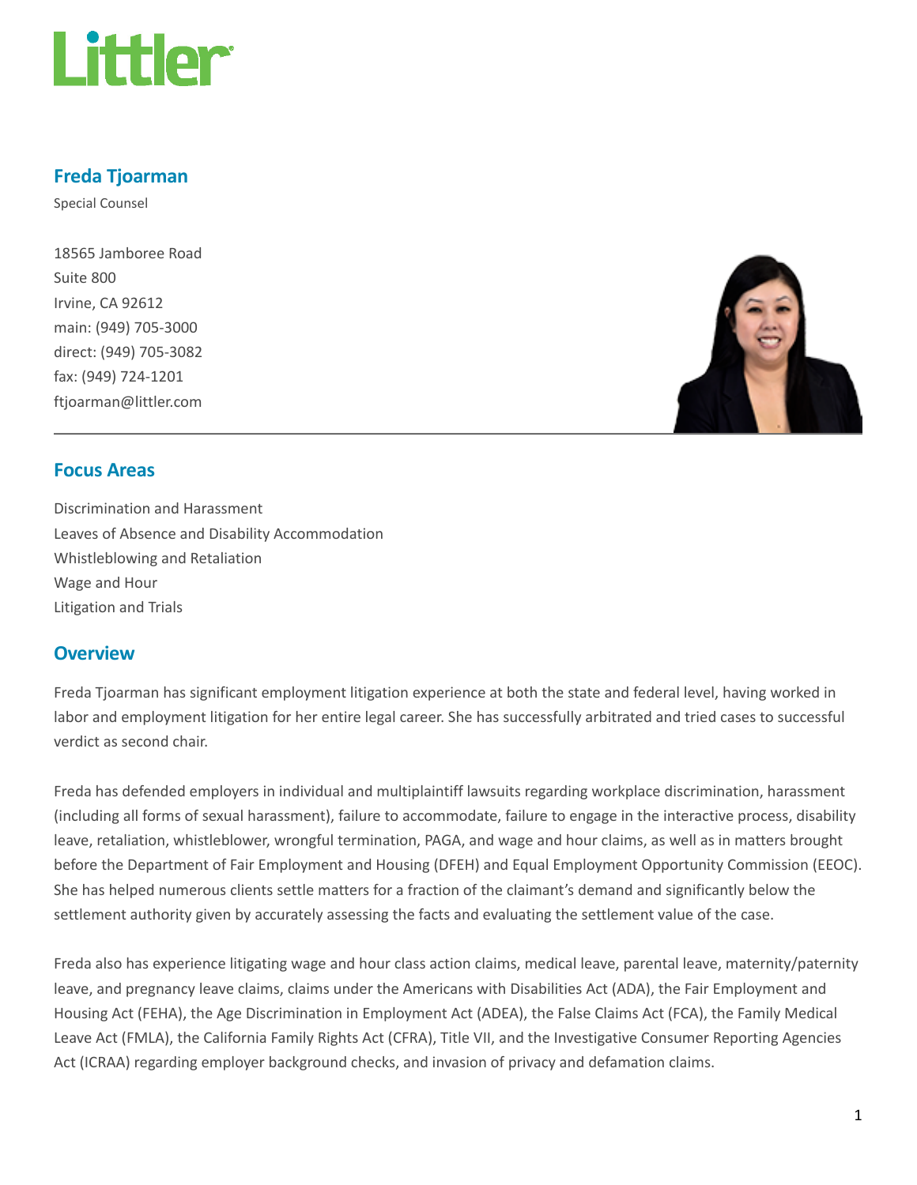# Freda Tjoarman

Special Counsel

18565 Jamboree Road
Suite 800
Irvine, CA 92612
main: (949) 705-3000
direct: (949) 705-3082
fax: (949) 724-1201
ftjoarman@littler.com

## Focus Areas

Discrimination and Harassment
Leaves of Absence and Disability Accommodation
Whistleblowing and Retaliation
Wage and Hour
Litigation and Trials

## Overview

Freda Tjoarman has significant employment litigation experience at both the state and federal level, having worked in labor and employment litigation for her entire legal career. She has successfully arbitrated and tried cases to successful verdict as second chair.

Freda has defended employers in individual and multiplaintiff lawsuits regarding workplace discrimination, harassment (including all forms of sexual harassment), failure to accommodate, failure to engage in the interactive process, disability leave, retaliation, whistleblower, wrongful termination, PAGA, and wage and hour claims, as well as in matters brought before the Department of Fair Employment and Housing (DFEH) and Equal Employment Opportunity Commission (EEOC). She has helped numerous clients settle matters for a fraction of the claimant's demand and significantly below the settlement authority given by accurately assessing the facts and evaluating the settlement value of the case.

Freda also has experience litigating wage and hour class action claims, medical leave, parental leave, maternity/paternity leave, and pregnancy leave claims, claims under the Americans with Disabilities Act (ADA), the Fair Employment and Housing Act (FEHA), the Age Discrimination in Employment Act (ADEA), the False Claims Act (FCA), the Family Medical Leave Act (FMLA), the California Family Rights Act (CFRA), Title VII, and the Investigative Consumer Reporting Agencies Act (ICRAA) regarding employer background checks, and invasion of privacy and defamation claims.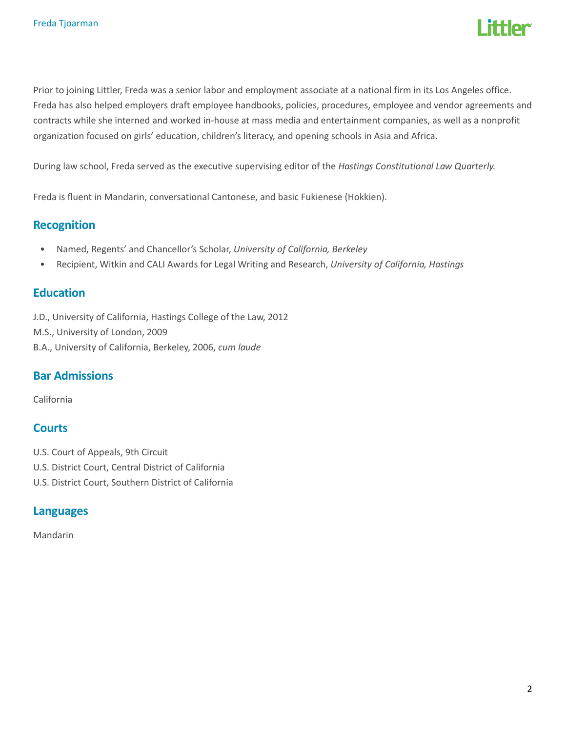Prior to joining Littler, Freda was a senior labor and employment associate at a national firm in its Los Angeles office. Freda has also helped employers draft employee handbooks, policies, procedures, employee and vendor agreements and contracts while she interned and worked in-house at mass media and entertainment companies, as well as a nonprofit organization focused on girls' education, children's literacy, and opening schools in Asia and Africa.

During law school, Freda served as the executive supervising editor of the *Hastings Constitutional Law Quarterly.*

Freda is fluent in Mandarin, conversational Cantonese, and basic Fukienese (Hokkien).

## Recognition

- Named, Regents' and Chancellor's Scholar, *University of California, Berkeley*
- Recipient, Witkin and CALI Awards for Legal Writing and Research, *University of California, Hastings*

## Education

J.D., University of California, Hastings College of the Law, 2012
M.S., University of London, 2009
B.A., University of California, Berkeley, 2006, *cum laude*

## Bar Admissions

California

## Courts

U.S. Court of Appeals, 9th Circuit
U.S. District Court, Central District of California
U.S. District Court, Southern District of California

## Languages

Mandarin